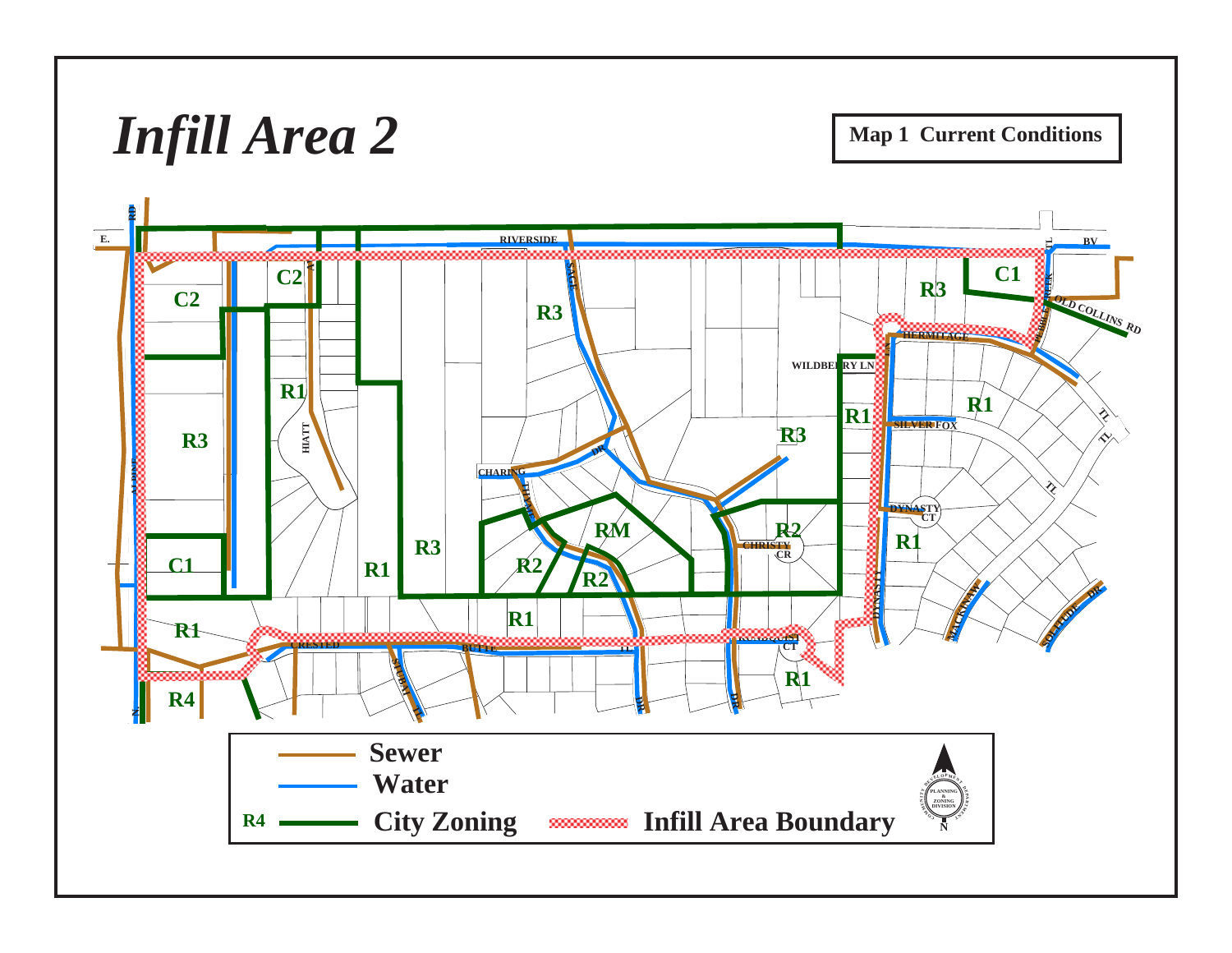# *Infill Area 2*

**Map 1 Current Conditions**

**Sewer**

**Water**

**R4** **City Zoning** **Infill Area Boundary**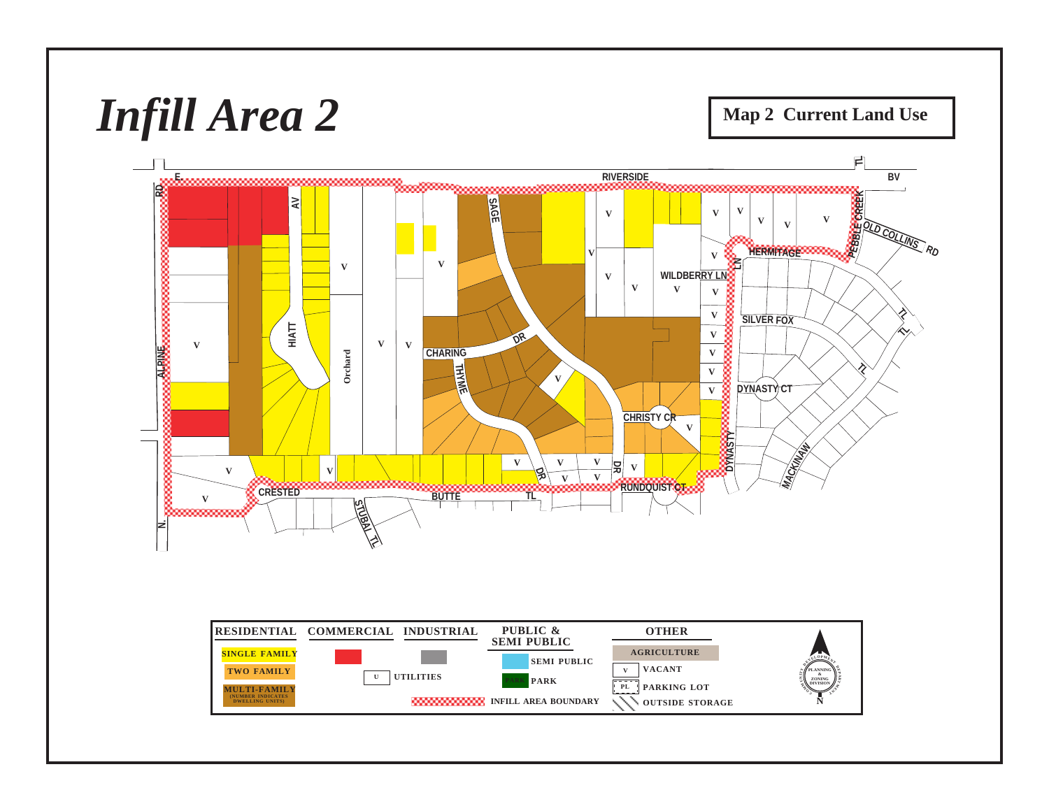# *Infill Area 2*

**Map 2 Current Land Use**

E. RIVERSIDE BV

ALPINE RD N.

HIATT AV

Orchard

SAGE DR

CHARING

THYME DR

CHRISTY CR

DR

RUNDQUIST CT

WILDBERRY LN

HERMITAGE

PEBBLE CREEK TL

OLD COLLINS RD

SILVER FOX TL

DYNASTY CT

DYNASTY LN

MACKINAW TL

CRESTED BUTTE TL

STUBAI TL

| RESIDENTIAL | COMMERCIAL | INDUSTRIAL | PUBLIC & SEMI PUBLIC | OTHER |
|---|---|---|---|---|
| SINGLE FAMILY | | | SEMI PUBLIC | AGRICULTURE |
| TWO FAMILY | U UTILITIES | | PARK | V VACANT |
| MULTI-FAMILY (NUMBER INDICATES DWELLING UNITS) | INFILL AREA BOUNDARY | | | PL PARKING LOT |
| | | | | OUTSIDE STORAGE |

COMMUNITY DEVELOPMENT DEPARTMENT PLANNING & ZONING DIVISION

N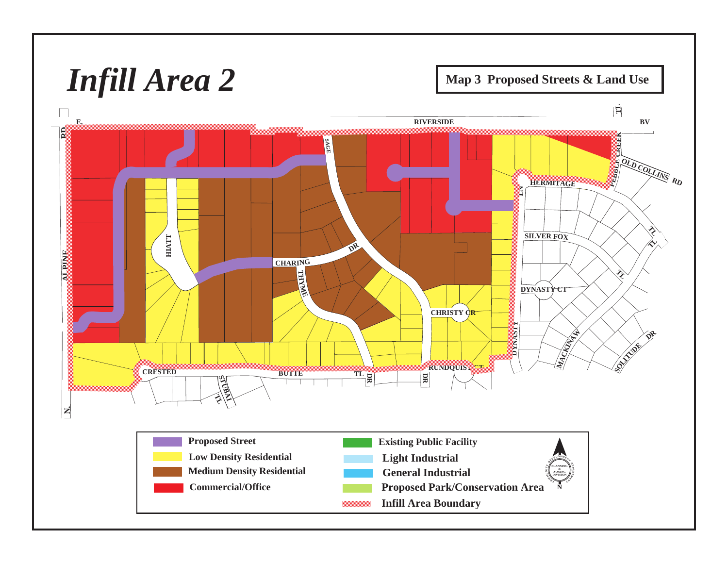# *Infill Area 2*

**Map 3 Proposed Streets & Land Use**

E. RIVERSIDE BV

RD

ALPINE

N.

TL

SAGE

PEBBLE CREEK

OLD COLLINS RD

HERMITAGE

LN

HIATT

SILVER FOX

TL

TL

CHARING DR

THYME

TL

DYNASTY CT

CHRISTY CR

DYNASTY

MACKINAW

SOLITUDE DR

CRESTED BUTTE TL

RUNDQUIST CT

DR

DR

STUBAI TL

- Proposed Street
- Low Density Residential
- Medium Density Residential
- Commercial/Office
- Existing Public Facility
- Light Industrial
- General Industrial
- Proposed Park/Conservation Area
- Infill Area Boundary

N

COMMUNITY DEVELOPMENT DEPARTMENT PLANNING & ZONING DIVISION